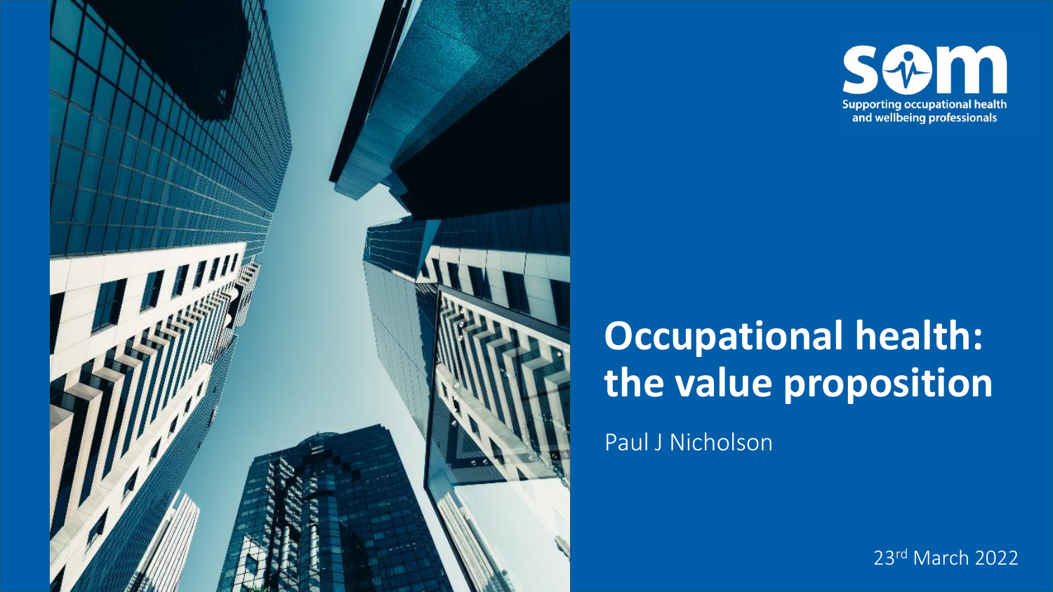som

Supporting occupational health and wellbeing professionals

# Occupational health: the value proposition

Paul J Nicholson

23rd March 2022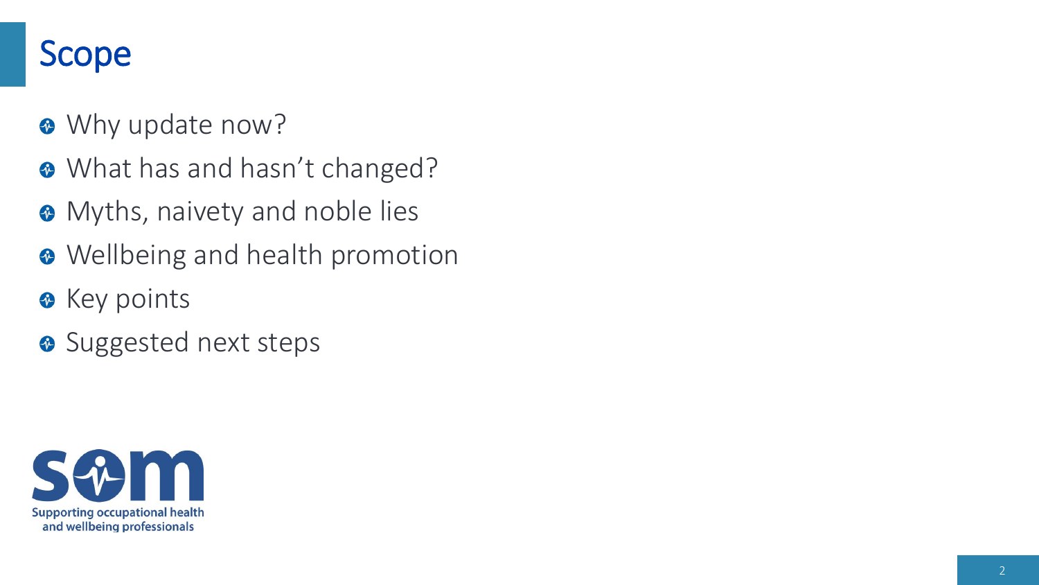# Scope

- Why update now?
- What has and hasn't changed?
- Myths, naivety and noble lies
- Wellbeing and health promotion
- Key points
- Suggested next steps

Supporting occupational health and wellbeing professionals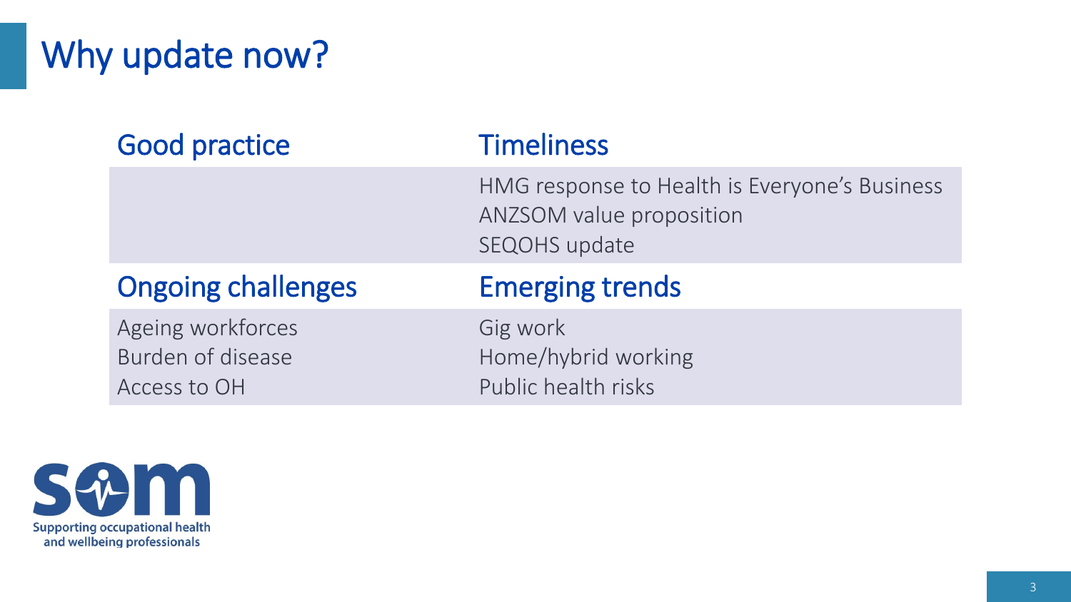# Why update now?

| Good practice | Timeliness |
| --- | --- |
| | HMG response to Health is Everyone's Business<br>ANZSOM value proposition<br>SEQOHS update |

| Ongoing challenges | Emerging trends |
| --- | --- |
| Ageing workforces<br>Burden of disease<br>Access to OH | Gig work<br>Home/hybrid working<br>Public health risks |

Supporting occupational health and wellbeing professionals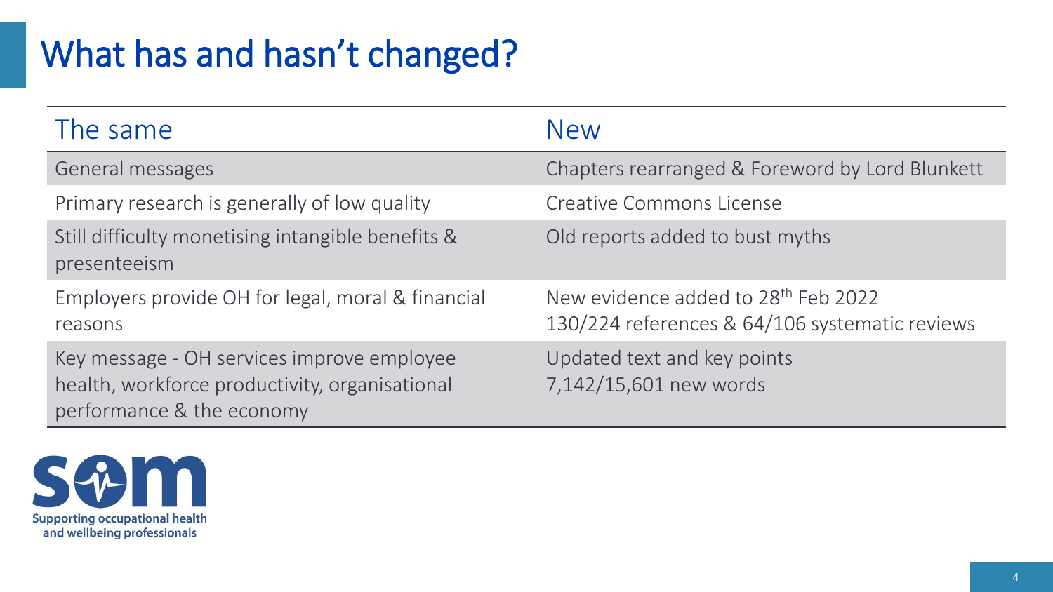# What has and hasn't changed?

| The same | New |
| --- | --- |
| General messages | Chapters rearranged & Foreword by Lord Blunkett |
| Primary research is generally of low quality | Creative Commons License |
| Still difficulty monetising intangible benefits & presenteeism | Old reports added to bust myths |
| Employers provide OH for legal, moral & financial reasons | New evidence added to 28th Feb 2022<br>130/224 references & 64/106 systematic reviews |
| Key message - OH services improve employee health, workforce productivity, organisational performance & the economy | Updated text and key points<br>7,142/15,601 new words |

Supporting occupational health and wellbeing professionals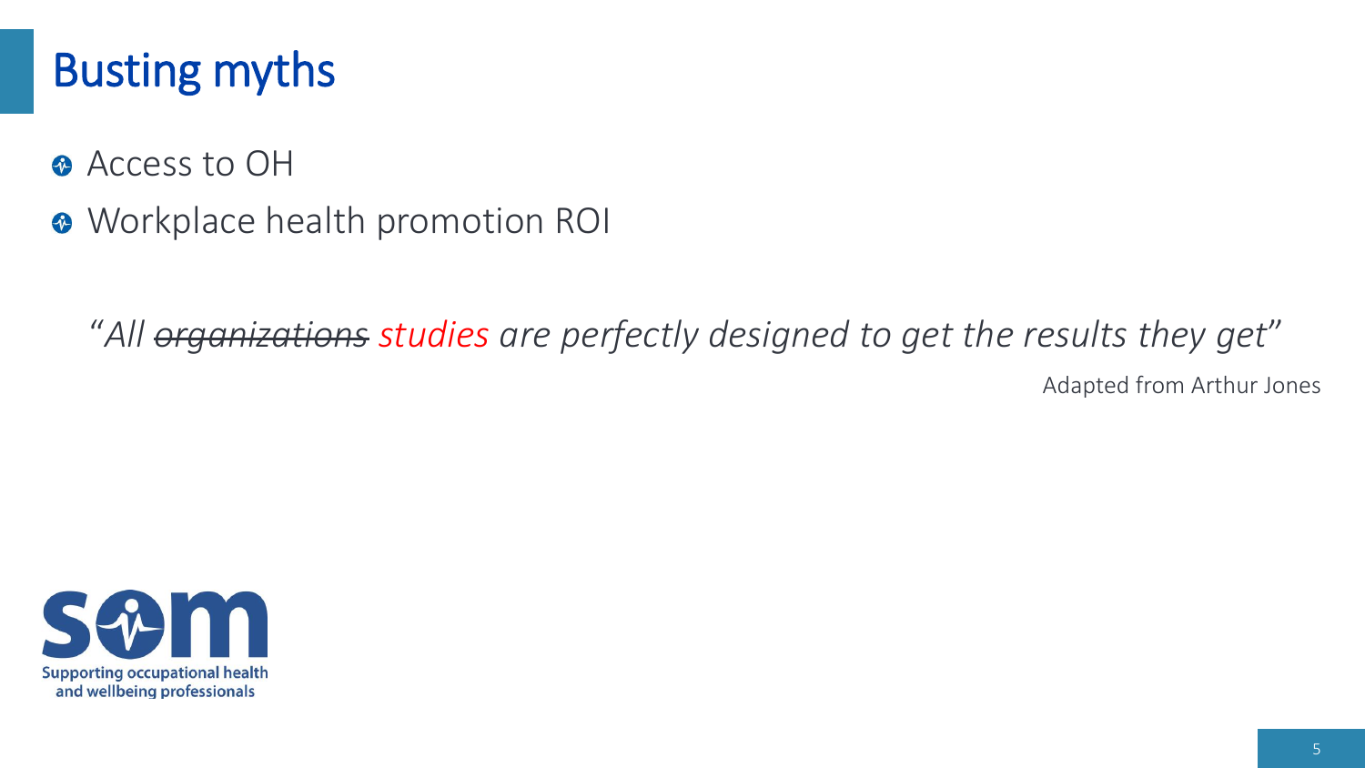# Busting myths

- Access to OH
- Workplace health promotion ROI

*"All ~~organizations~~ studies are perfectly designed to get the results they get"*

Adapted from Arthur Jones

Supporting occupational health and wellbeing professionals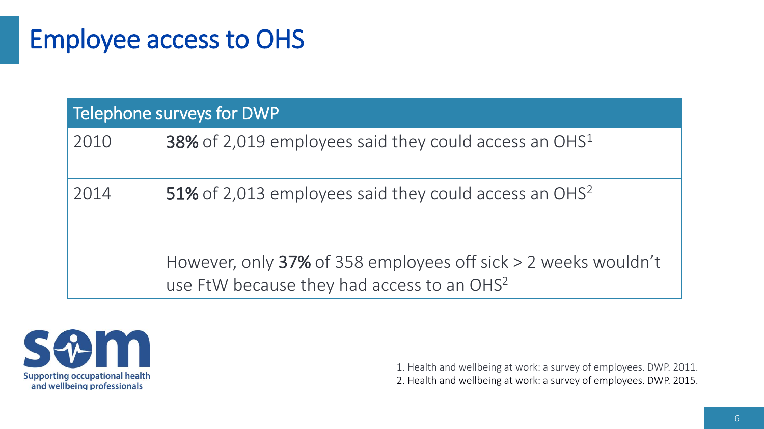# Employee access to OHS

| Telephone surveys for DWP | |
|---|---|
| 2010 | **38%** of 2,019 employees said they could access an OHS[1] |
| 2014 | **51%** of 2,013 employees said they could access an OHS[2]<br><br>However, only **37%** of 358 employees off sick > 2 weeks wouldn't use FtW because they had access to an OHS[2] |

Supporting occupational health and wellbeing professionals

1. Health and wellbeing at work: a survey of employees. DWP. 2011.
2. Health and wellbeing at work: a survey of employees. DWP. 2015.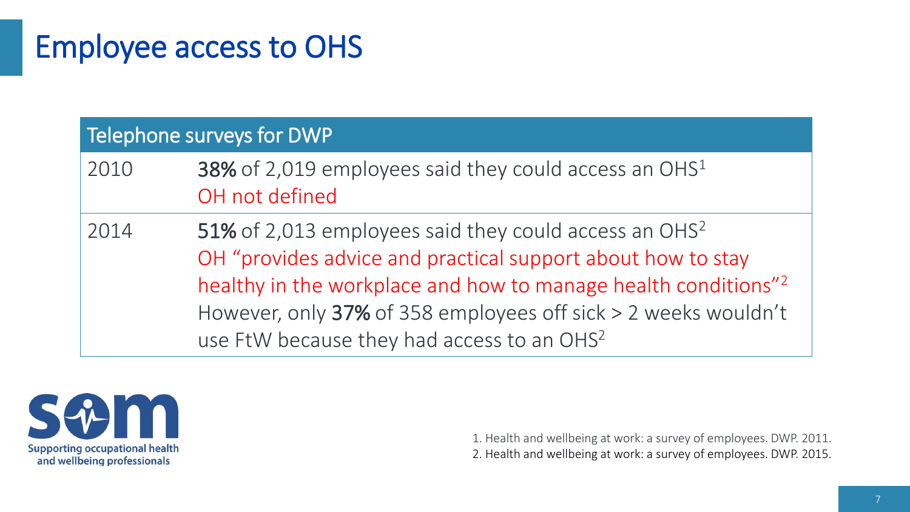# Employee access to OHS

| Telephone surveys for DWP | |
|---|---|
| 2010 | **38%** of 2,019 employees said they could access an OHS[1]<br>OH not defined |
| 2014 | **51%** of 2,013 employees said they could access an OHS[2]<br>OH "provides advice and practical support about how to stay healthy in the workplace and how to manage health conditions"[2]<br>However, only **37%** of 358 employees off sick > 2 weeks wouldn't use FtW because they had access to an OHS[2] |

Supporting occupational health and wellbeing professionals

1. Health and wellbeing at work: a survey of employees. DWP. 2011.
2. Health and wellbeing at work: a survey of employees. DWP. 2015.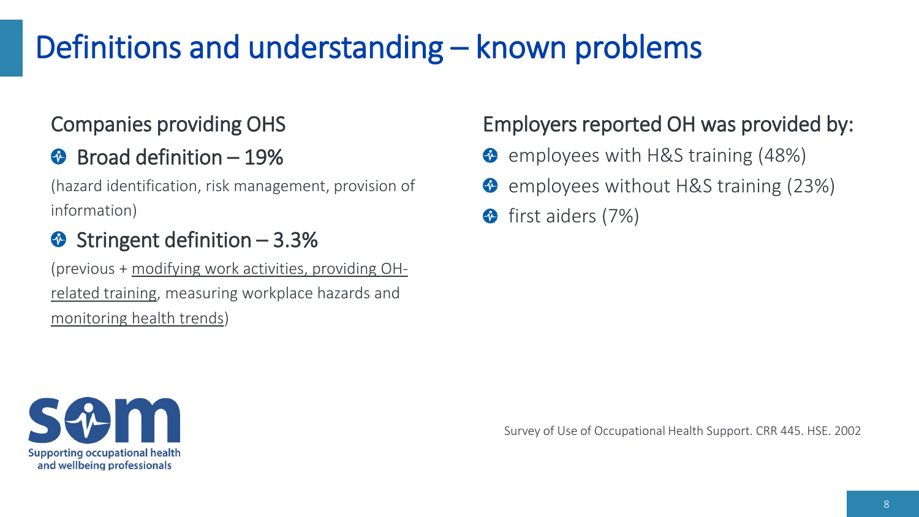# Definitions and understanding – known problems

## Companies providing OHS

- Broad definition – 19%

(hazard identification, risk management, provision of information)

- Stringent definition – 3.3%

(previous + modifying work activities, providing OH-related training, measuring workplace hazards and monitoring health trends)

## Employers reported OH was provided by:

- employees with H&S training (48%)
- employees without H&S training (23%)
- first aiders (7%)

Survey of Use of Occupational Health Support. CRR 445. HSE. 2002

som
Supporting occupational health and wellbeing professionals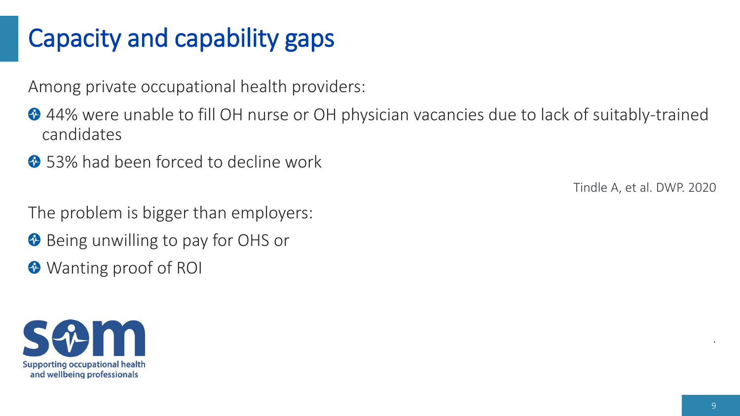# Capacity and capability gaps

Among private occupational health providers:

- 44% were unable to fill OH nurse or OH physician vacancies due to lack of suitably-trained candidates
- 53% had been forced to decline work

Tindle A, et al. DWP. 2020

The problem is bigger than employers:

- Being unwilling to pay for OHS or
- Wanting proof of ROI

Supporting occupational health and wellbeing professionals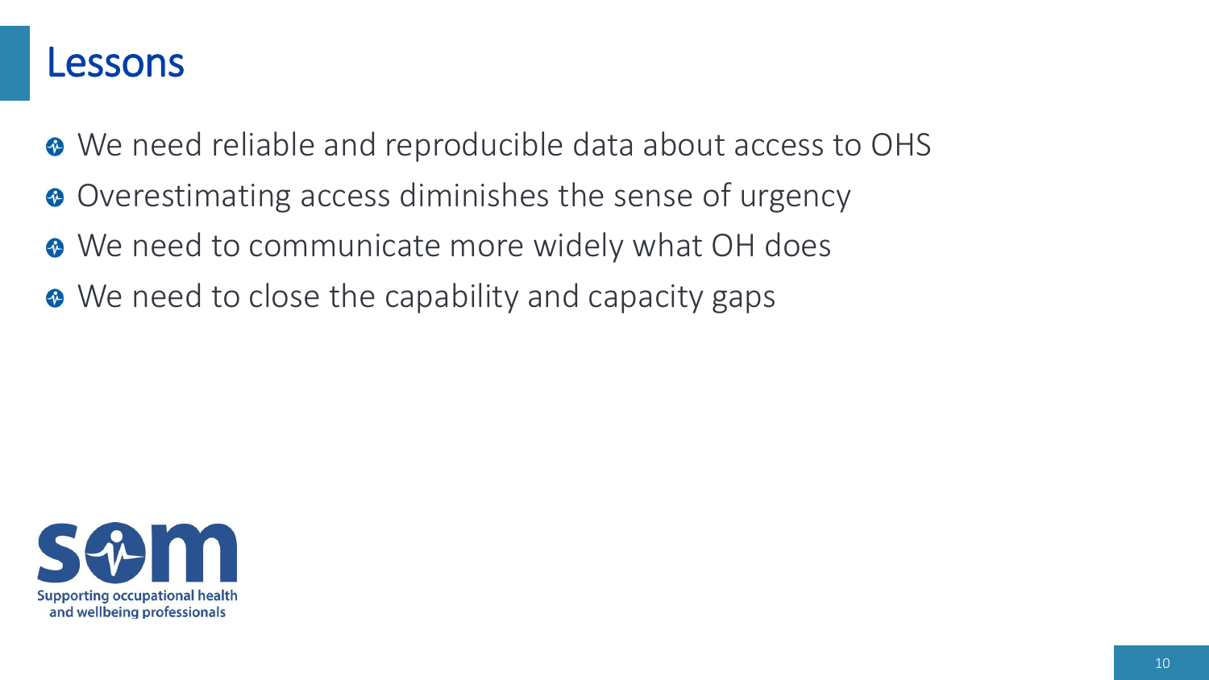# Lessons

- We need reliable and reproducible data about access to OHS
- Overestimating access diminishes the sense of urgency
- We need to communicate more widely what OH does
- We need to close the capability and capacity gaps

Supporting occupational health and wellbeing professionals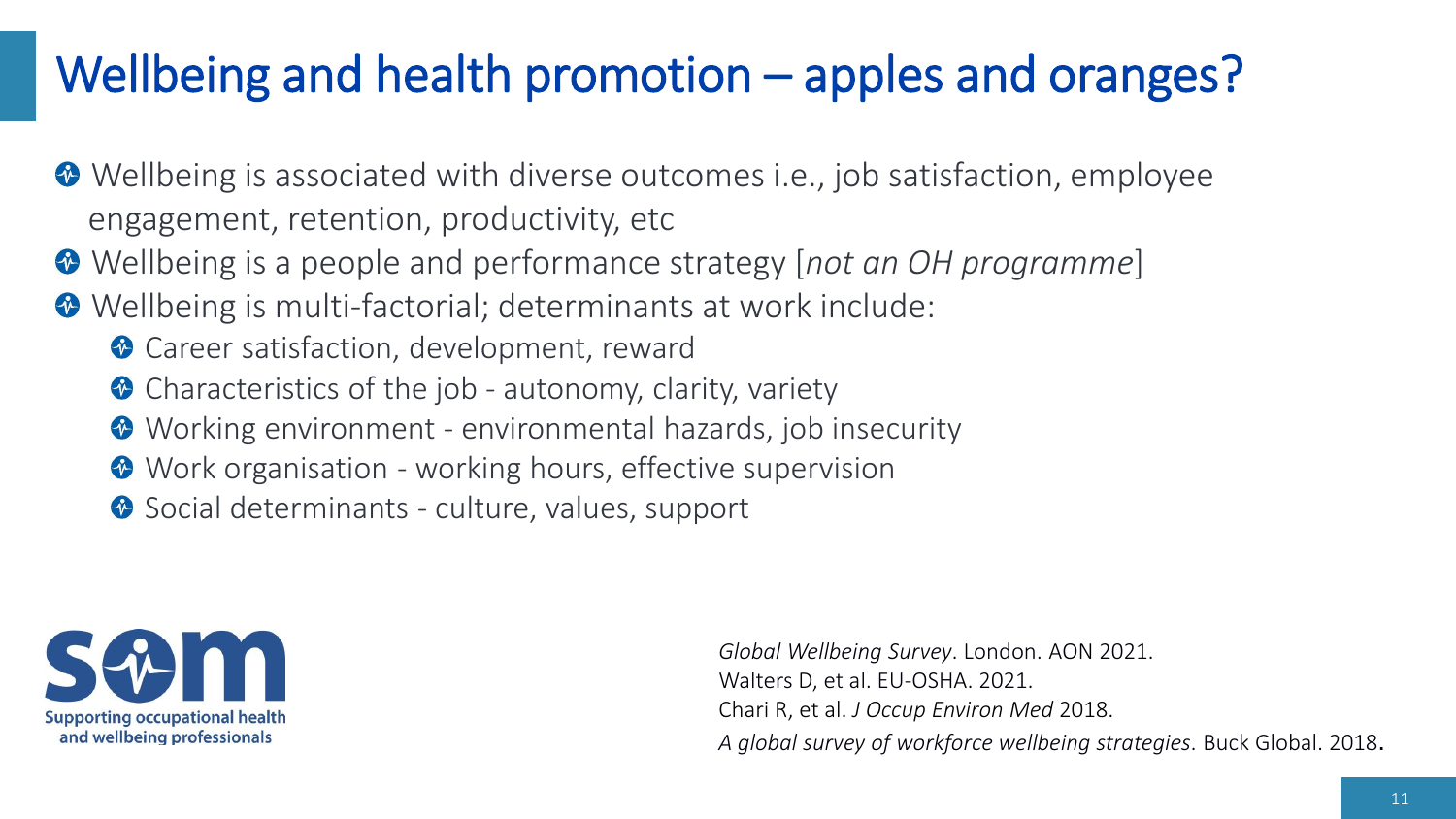# Wellbeing and health promotion – apples and oranges?

- Wellbeing is associated with diverse outcomes i.e., job satisfaction, employee engagement, retention, productivity, etc
- Wellbeing is a people and performance strategy [*not an OH programme*]
- Wellbeing is multi-factorial; determinants at work include:
  - Career satisfaction, development, reward
  - Characteristics of the job - autonomy, clarity, variety
  - Working environment - environmental hazards, job insecurity
  - Work organisation - working hours, effective supervision
  - Social determinants - culture, values, support

SOM – Supporting occupational health and wellbeing professionals

*Global Wellbeing Survey*. London. AON 2021.
Walters D, et al. EU-OSHA. 2021.
Chari R, et al. *J Occup Environ Med* 2018.
*A global survey of workforce wellbeing strategies*. Buck Global. 2018.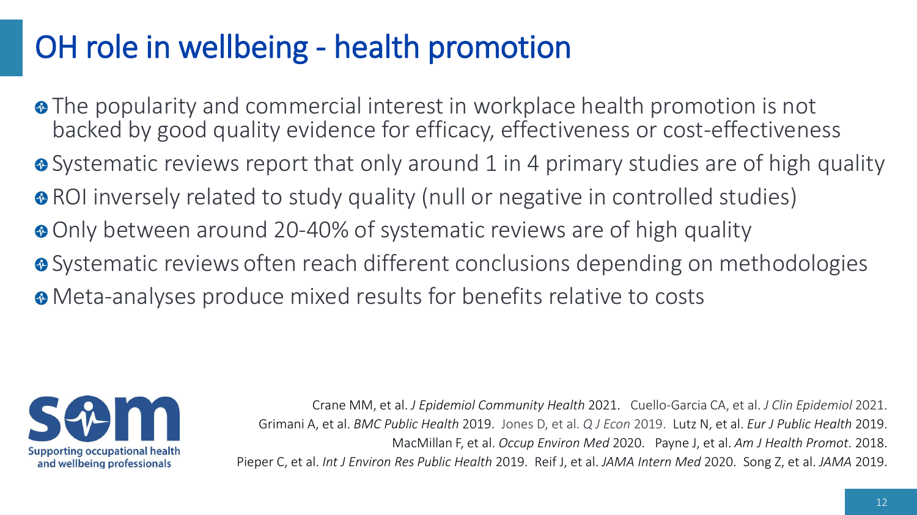# OH role in wellbeing - health promotion

- The popularity and commercial interest in workplace health promotion is not backed by good quality evidence for efficacy, effectiveness or cost-effectiveness
- Systematic reviews report that only around 1 in 4 primary studies are of high quality
- ROI inversely related to study quality (null or negative in controlled studies)
- Only between around 20-40% of systematic reviews are of high quality
- Systematic reviews often reach different conclusions depending on methodologies
- Meta-analyses produce mixed results for benefits relative to costs

SOM — Supporting occupational health and wellbeing professionals

Crane MM, et al. *J Epidemiol Community Health* 2021. Cuello-Garcia CA, et al. *J Clin Epidemiol* 2021. Grimani A, et al. *BMC Public Health* 2019. Jones D, et al. *Q J Econ* 2019. Lutz N, et al. *Eur J Public Health* 2019. MacMillan F, et al. *Occup Environ Med* 2020. Payne J, et al. *Am J Health Promot*. 2018. Pieper C, et al. *Int J Environ Res Public Health* 2019. Reif J, et al. *JAMA Intern Med* 2020. Song Z, et al. *JAMA* 2019.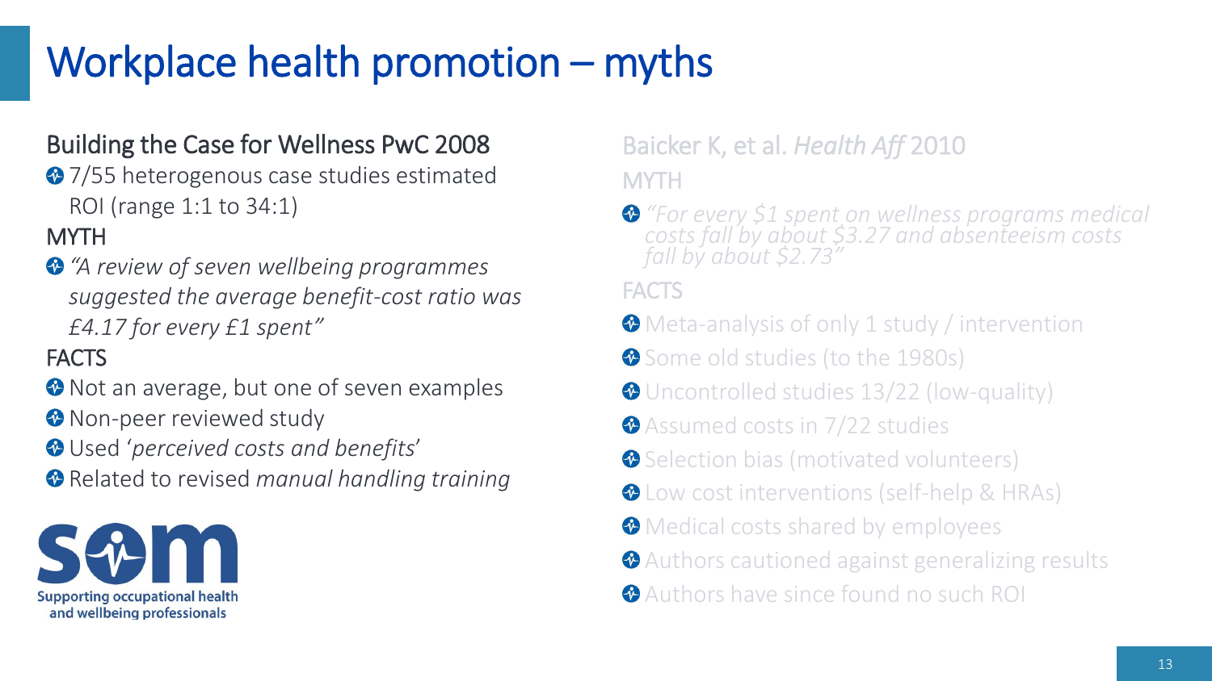# Workplace health promotion – myths

## Building the Case for Wellness PwC 2008

- 7/55 heterogenous case studies estimated ROI (range 1:1 to 34:1)

### MYTH

- *"A review of seven wellbeing programmes suggested the average benefit-cost ratio was £4.17 for every £1 spent"*

### FACTS

- Not an average, but one of seven examples
- Non-peer reviewed study
- Used '*perceived costs and benefits*'
- Related to revised *manual handling training*

## Baicker K, et al. *Health Aff* 2010

### MYTH

- *"For every $1 spent on wellness programs medical costs fall by about $3.27 and absenteeism costs fall by about $2.73"*

### FACTS

- Meta-analysis of only 1 study / intervention
- Some old studies (to the 1980s)
- Uncontrolled studies 13/22 (low-quality)
- Assumed costs in 7/22 studies
- Selection bias (motivated volunteers)
- Low cost interventions (self-help & HRAs)
- Medical costs shared by employees
- Authors cautioned against generalizing results
- Authors have since found no such ROI

SOM – Supporting occupational health and wellbeing professionals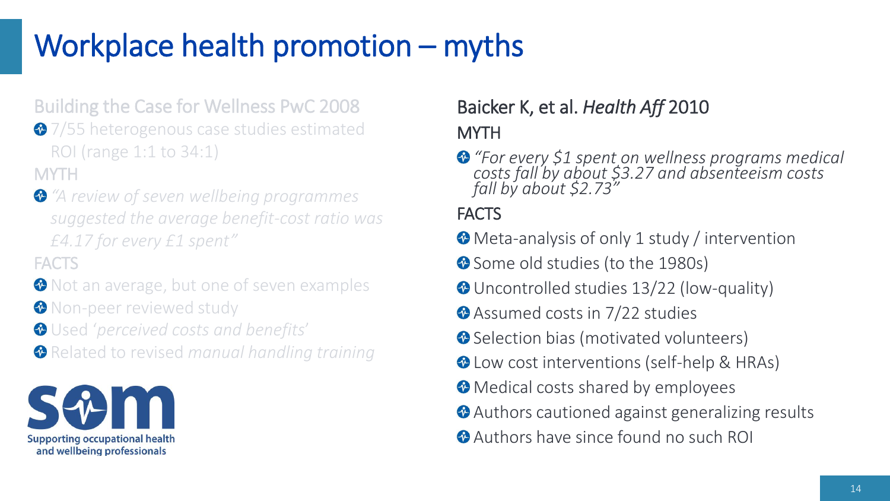# Workplace health promotion – myths

## Building the Case for Wellness PwC 2008

- 7/55 heterogenous case studies estimated ROI (range 1:1 to 34:1)

### MYTH

- *"A review of seven wellbeing programmes suggested the average benefit-cost ratio was £4.17 for every £1 spent"*

### FACTS

- Not an average, but one of seven examples
- Non-peer reviewed study
- Used '*perceived costs and benefits*'
- Related to revised *manual handling training*

Supporting occupational health and wellbeing professionals

## Baicker K, et al. *Health Aff* 2010

### MYTH

- *"For every $1 spent on wellness programs medical costs fall by about $3.27 and absenteeism costs fall by about $2.73"*

### FACTS

- Meta-analysis of only 1 study / intervention
- Some old studies (to the 1980s)
- Uncontrolled studies 13/22 (low-quality)
- Assumed costs in 7/22 studies
- Selection bias (motivated volunteers)
- Low cost interventions (self-help & HRAs)
- Medical costs shared by employees
- Authors cautioned against generalizing results
- Authors have since found no such ROI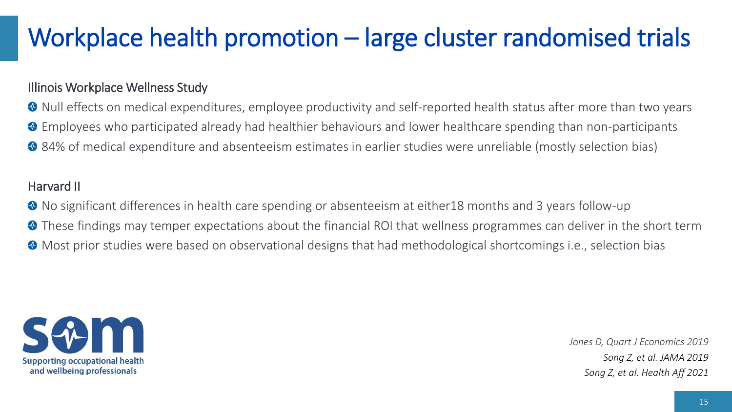# Workplace health promotion – large cluster randomised trials

## Illinois Workplace Wellness Study

- Null effects on medical expenditures, employee productivity and self-reported health status after more than two years
- Employees who participated already had healthier behaviours and lower healthcare spending than non-participants
- 84% of medical expenditure and absenteeism estimates in earlier studies were unreliable (mostly selection bias)

## Harvard II

- No significant differences in health care spending or absenteeism at either18 months and 3 years follow-up
- These findings may temper expectations about the financial ROI that wellness programmes can deliver in the short term
- Most prior studies were based on observational designs that had methodological shortcomings i.e., selection bias

SOM – Supporting occupational health and wellbeing professionals

*Jones D, Quart J Economics 2019*
*Song Z, et al. JAMA 2019*
*Song Z, et al. Health Aff 2021*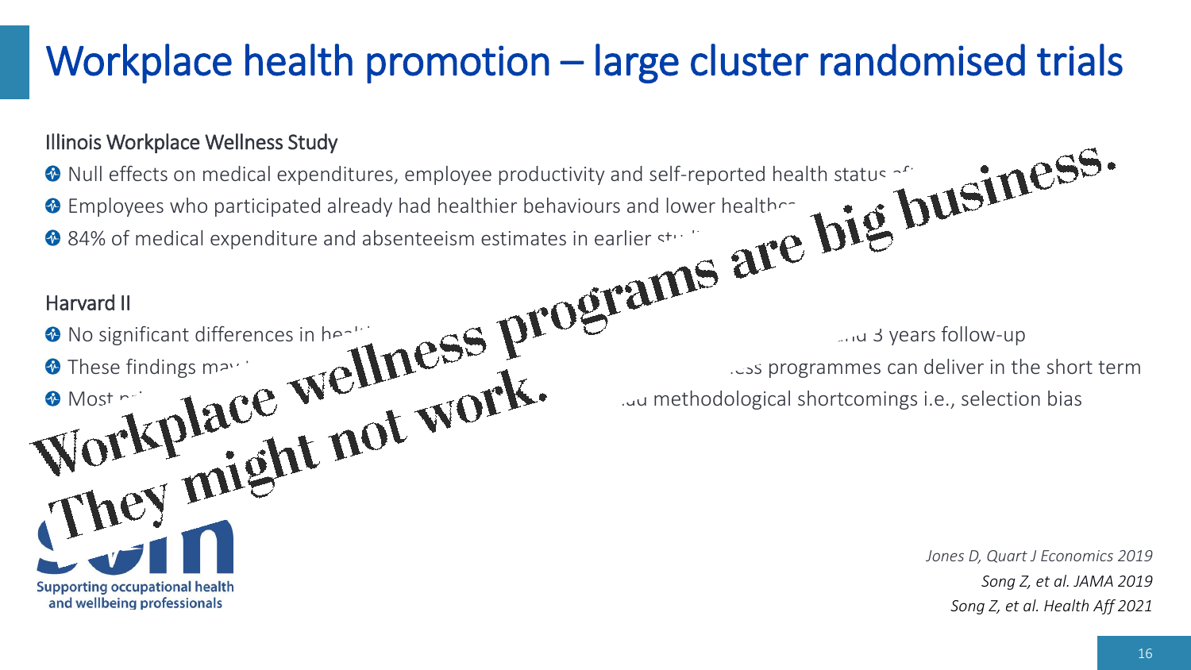# Workplace health promotion – large cluster randomised trials

**Workplace wellness programs are big business. They might not work.**

Illinois Workplace Wellness Study

- Null effects on medical expenditures, employee productivity and self-reported health status af
- Employees who participated already had healthier behaviours and lower healthc
- 84% of medical expenditure and absenteeism estimates in earlier stu

Harvard II

- No significant differences in hea ... nd 3 years follow-up
- These findings may ... ss programmes can deliver in the short term
- Most ... d methodological shortcomings i.e., selection bias

Supporting occupational health and wellbeing professionals

*Jones D, Quart J Economics 2019*
*Song Z, et al. JAMA 2019*
*Song Z, et al. Health Aff 2021*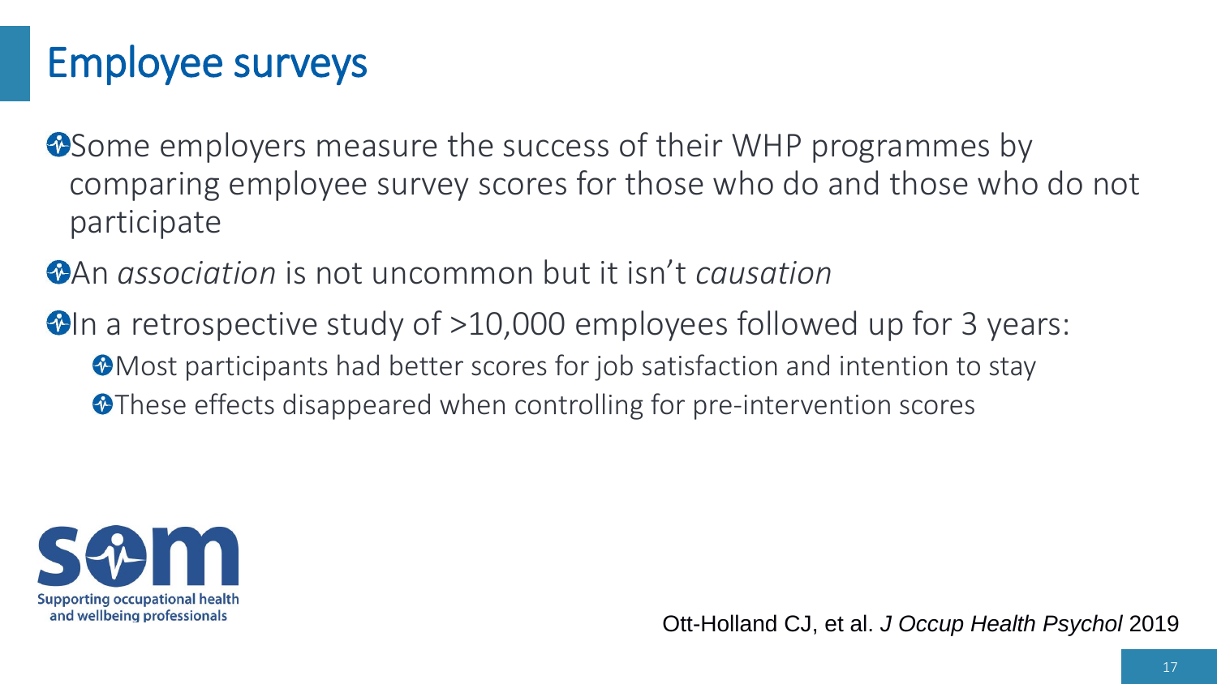# Employee surveys

- Some employers measure the success of their WHP programmes by comparing employee survey scores for those who do and those who do not participate
- An *association* is not uncommon but it isn't *causation*
- In a retrospective study of >10,000 employees followed up for 3 years:
  - Most participants had better scores for job satisfaction and intention to stay
  - These effects disappeared when controlling for pre-intervention scores

Supporting occupational health and wellbeing professionals

Ott-Holland CJ, et al. *J Occup Health Psychol* 2019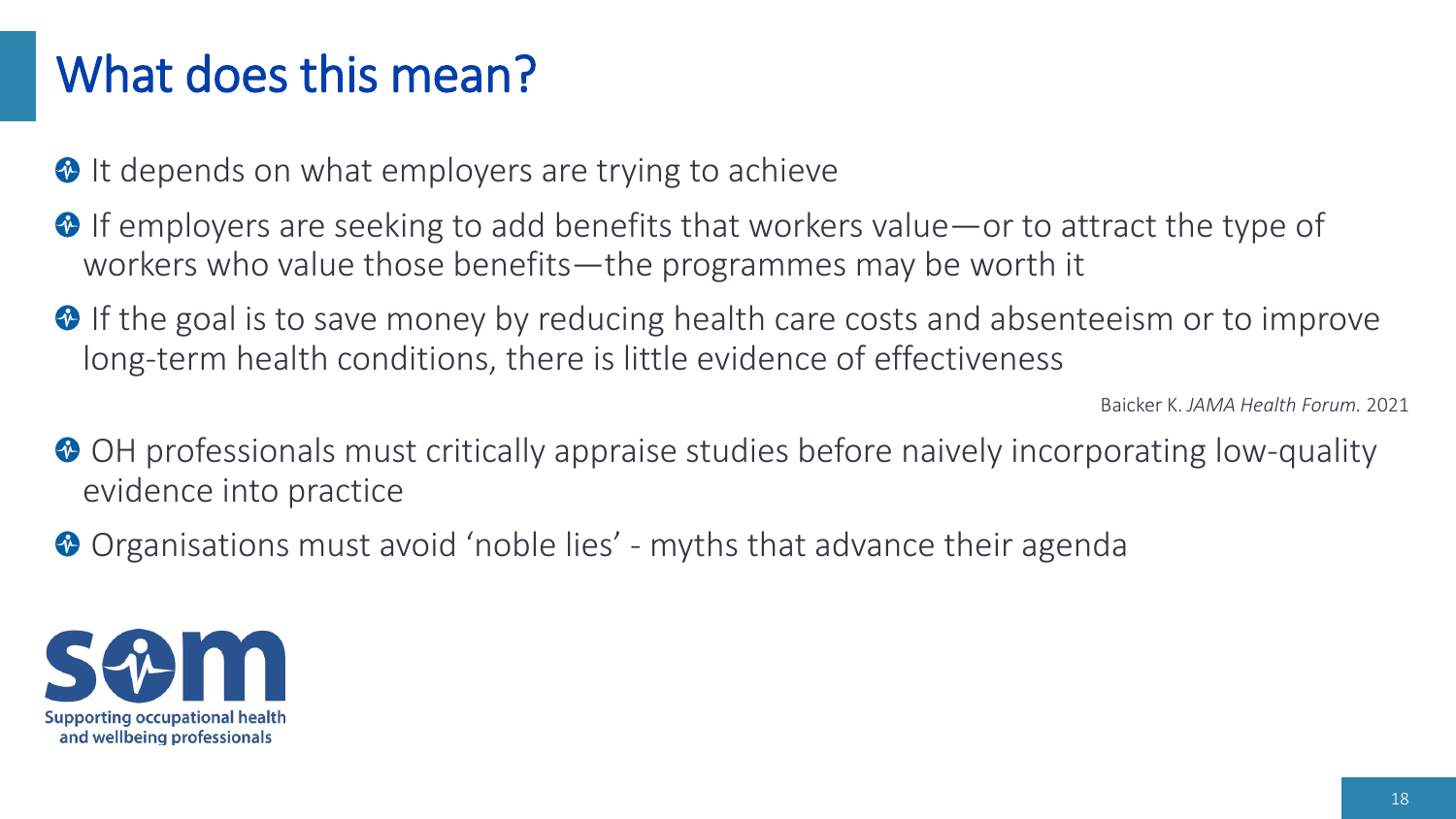# What does this mean?

- It depends on what employers are trying to achieve
- If employers are seeking to add benefits that workers value—or to attract the type of workers who value those benefits—the programmes may be worth it
- If the goal is to save money by reducing health care costs and absenteeism or to improve long-term health conditions, there is little evidence of effectiveness

Baicker K. *JAMA Health Forum.* 2021

- OH professionals must critically appraise studies before naively incorporating low-quality evidence into practice
- Organisations must avoid 'noble lies' - myths that advance their agenda

SOM

Supporting occupational health and wellbeing professionals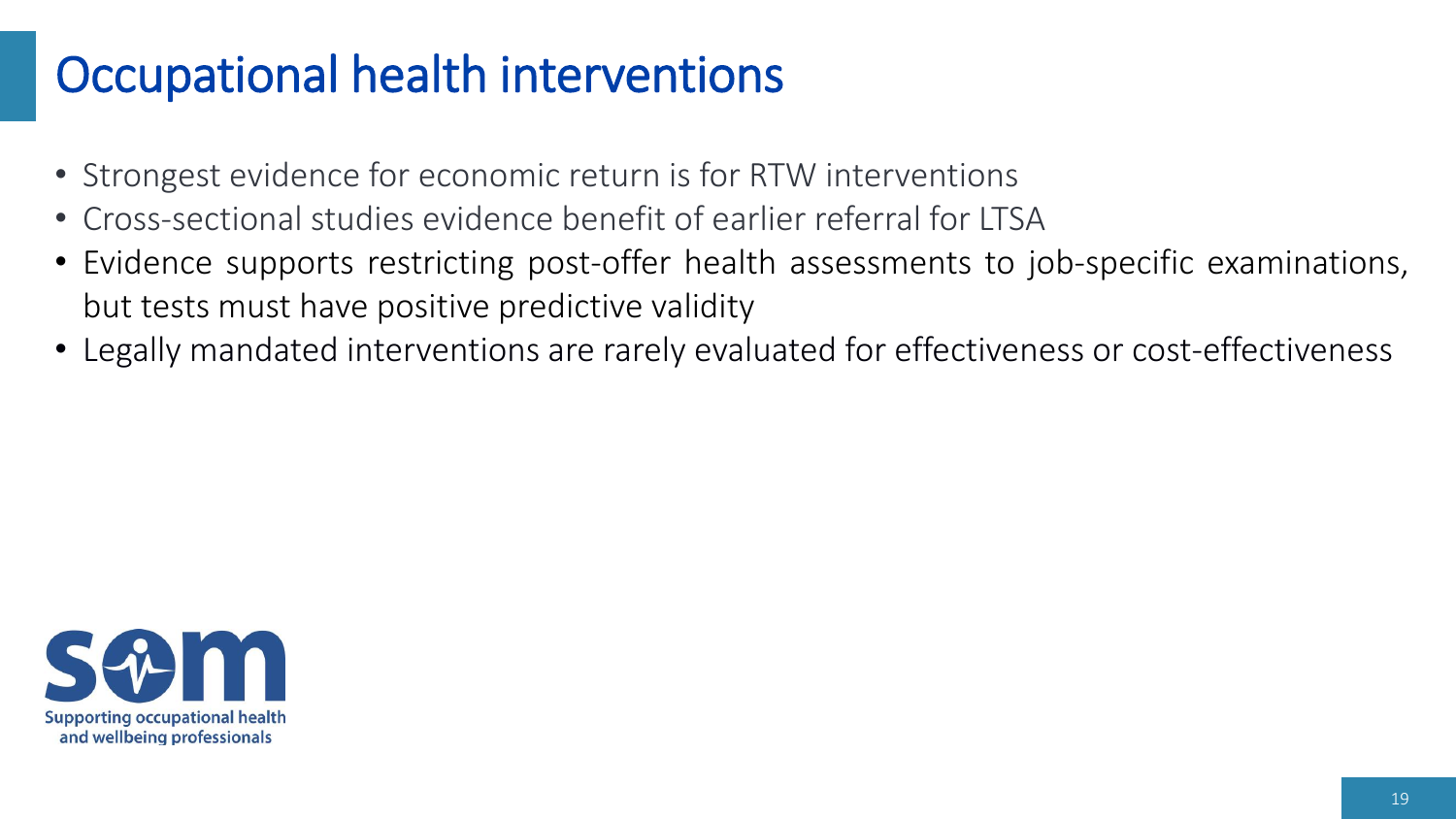# Occupational health interventions

- Strongest evidence for economic return is for RTW interventions
- Cross-sectional studies evidence benefit of earlier referral for LTSA
- Evidence supports restricting post-offer health assessments to job-specific examinations, but tests must have positive predictive validity
- Legally mandated interventions are rarely evaluated for effectiveness or cost-effectiveness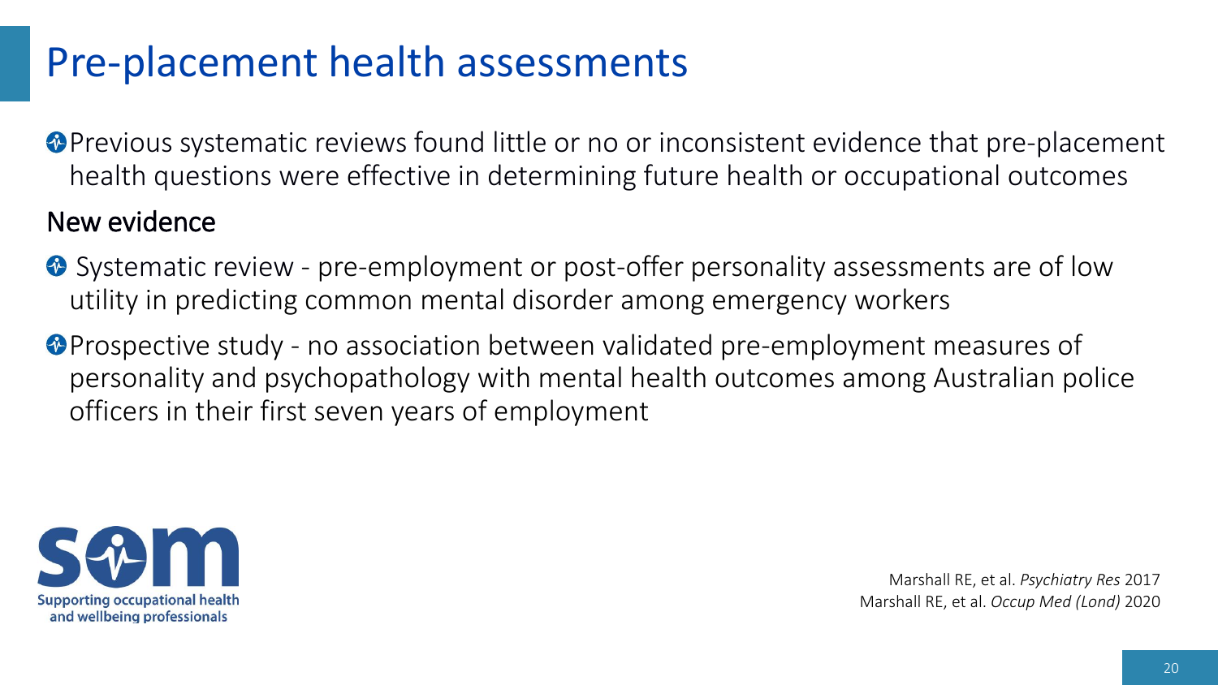# Pre-placement health assessments

- Previous systematic reviews found little or no or inconsistent evidence that pre-placement health questions were effective in determining future health or occupational outcomes

## New evidence

- Systematic review - pre-employment or post-offer personality assessments are of low utility in predicting common mental disorder among emergency workers
- Prospective study - no association between validated pre-employment measures of personality and psychopathology with mental health outcomes among Australian police officers in their first seven years of employment

Supporting occupational health and wellbeing professionals

Marshall RE, et al. *Psychiatry Res* 2017
Marshall RE, et al. *Occup Med (Lond)* 2020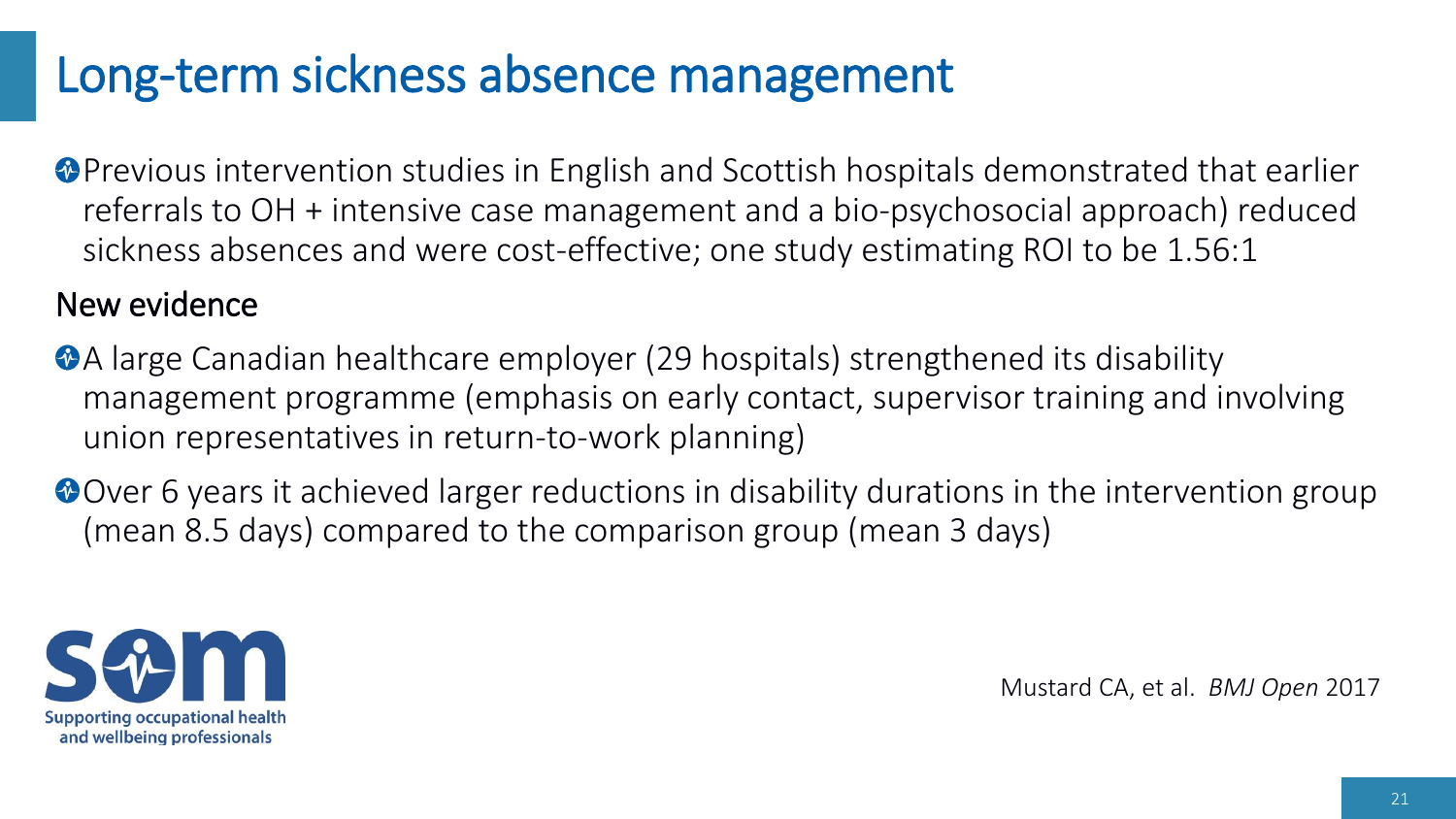# Long-term sickness absence management

- Previous intervention studies in English and Scottish hospitals demonstrated that earlier referrals to OH + intensive case management and a bio-psychosocial approach) reduced sickness absences and were cost-effective; one study estimating ROI to be 1.56:1

## New evidence

- A large Canadian healthcare employer (29 hospitals) strengthened its disability management programme (emphasis on early contact, supervisor training and involving union representatives in return-to-work planning)
- Over 6 years it achieved larger reductions in disability durations in the intervention group (mean 8.5 days) compared to the comparison group (mean 3 days)

Supporting occupational health and wellbeing professionals

Mustard CA, et al. *BMJ Open* 2017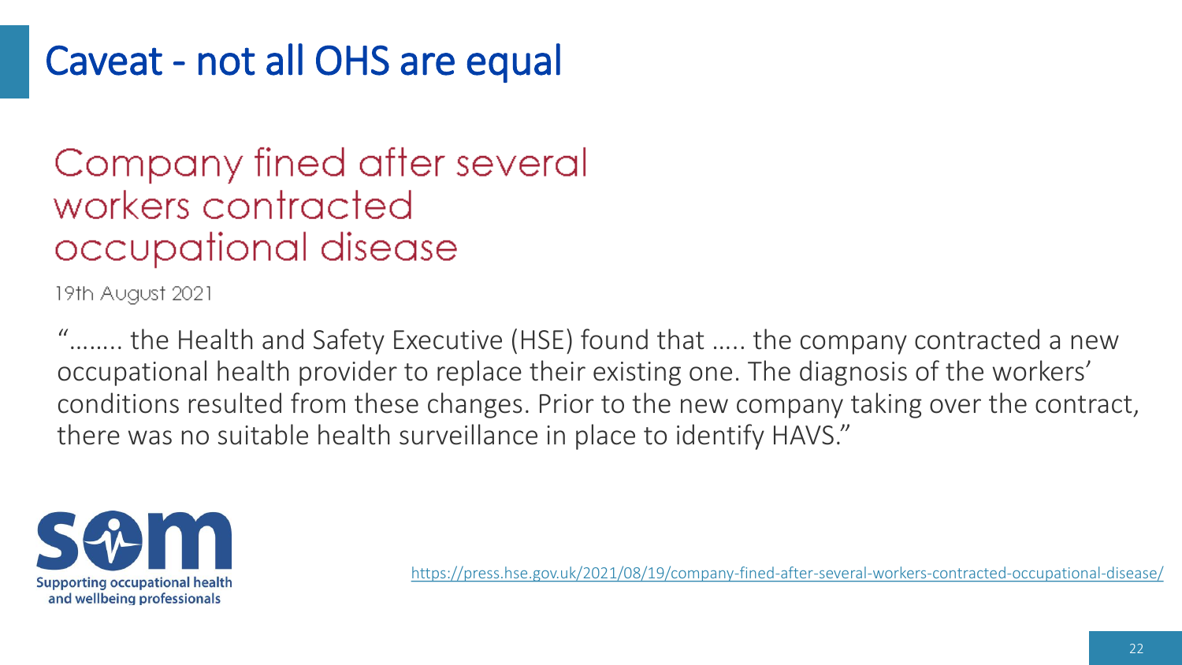# Caveat - not all OHS are equal

## Company fined after several workers contracted occupational disease

19th August 2021

"........ the Health and Safety Executive (HSE) found that ..... the company contracted a new occupational health provider to replace their existing one. The diagnosis of the workers' conditions resulted from these changes. Prior to the new company taking over the contract, there was no suitable health surveillance in place to identify HAVS."

Supporting occupational health and wellbeing professionals

https://press.hse.gov.uk/2021/08/19/company-fined-after-several-workers-contracted-occupational-disease/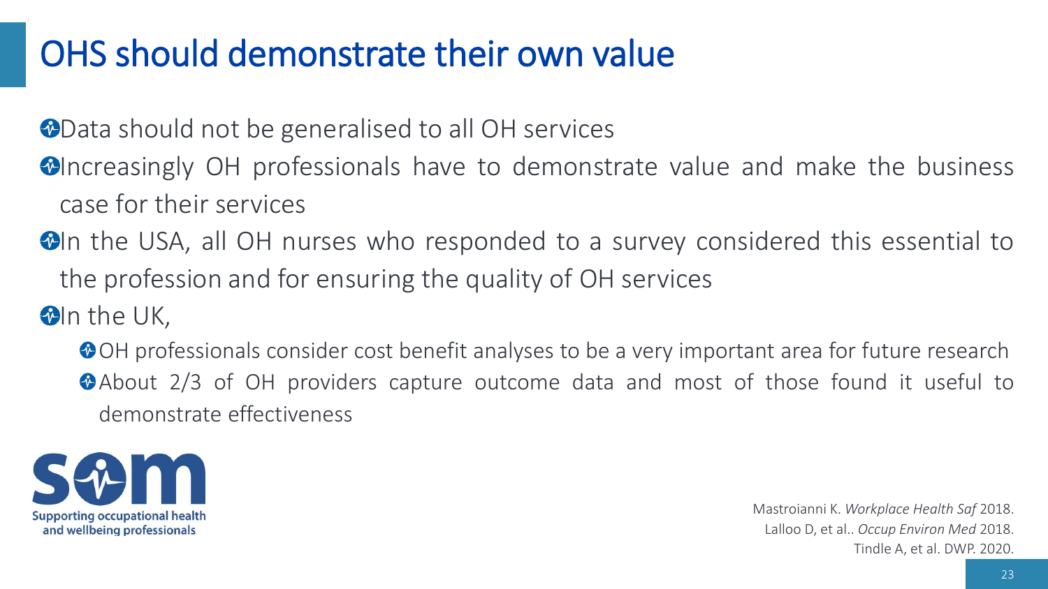# OHS should demonstrate their own value

- Data should not be generalised to all OH services
- Increasingly OH professionals have to demonstrate value and make the business case for their services
- In the USA, all OH nurses who responded to a survey considered this essential to the profession and for ensuring the quality of OH services
- In the UK,
  - OH professionals consider cost benefit analyses to be a very important area for future research
  - About 2/3 of OH providers capture outcome data and most of those found it useful to demonstrate effectiveness

SOM — Supporting occupational health and wellbeing professionals

Mastroianni K. *Workplace Health Saf* 2018.
Lalloo D, et al.. *Occup Environ Med* 2018.
Tindle A, et al. DWP. 2020.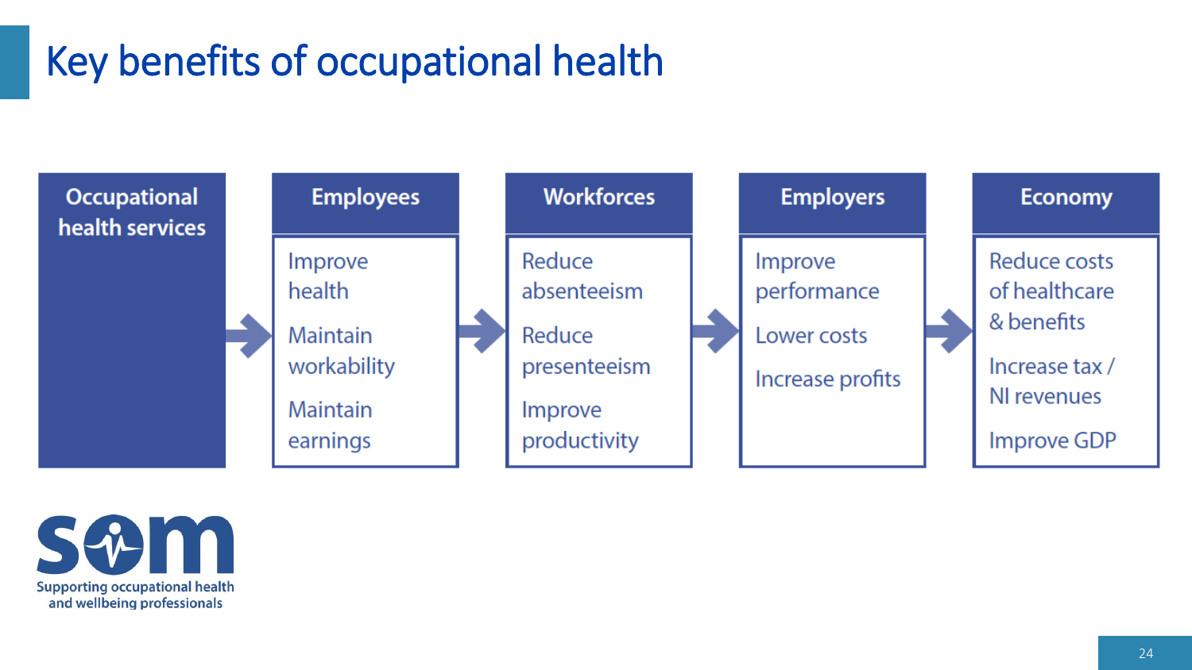# Key benefits of occupational health

| Occupational health services | Employees | Workforces | Employers | Economy |
| --- | --- | --- | --- | --- |
| → | Improve health | Reduce absenteeism | Improve performance | Reduce costs of healthcare & benefits |
| | Maintain workability | Reduce presenteeism | Lower costs | Increase tax / NI revenues |
| | Maintain earnings | Improve productivity | Increase profits | Improve GDP |

som

Supporting occupational health and wellbeing professionals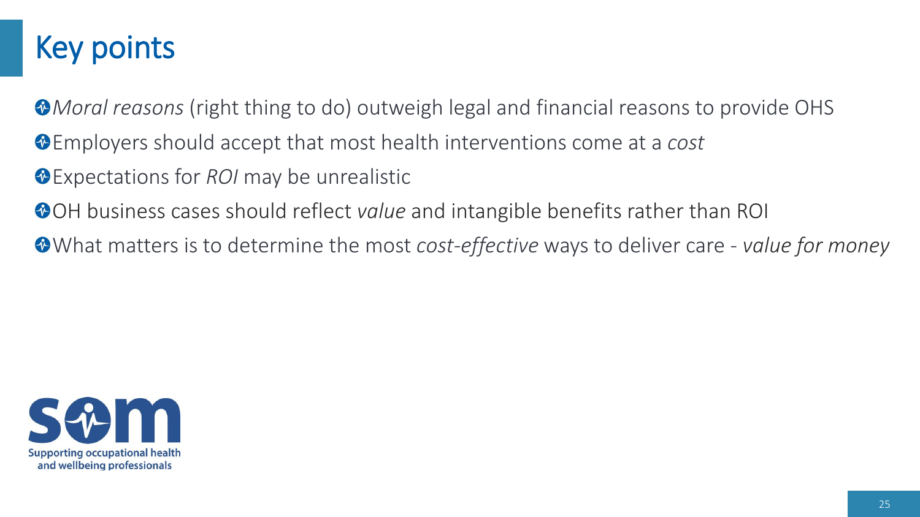# Key points

- *Moral reasons* (right thing to do) outweigh legal and financial reasons to provide OHS
- Employers should accept that most health interventions come at a *cost*
- Expectations for *ROI* may be unrealistic
- OH business cases should reflect *value* and intangible benefits rather than ROI
- What matters is to determine the most *cost-effective* ways to deliver care - *value for money*

Supporting occupational health and wellbeing professionals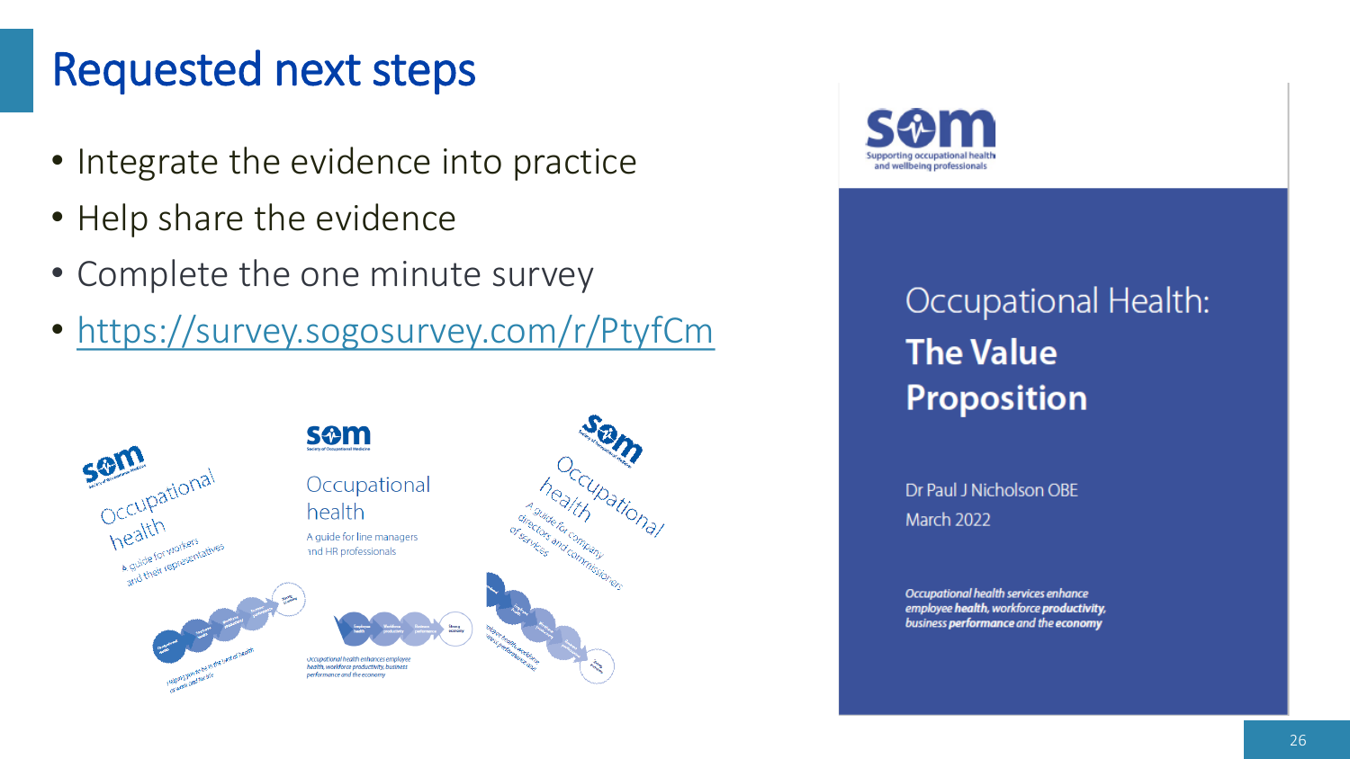# Requested next steps

- Integrate the evidence into practice
- Help share the evidence
- Complete the one minute survey
- https://survey.sogosurvey.com/r/PtyfCm

som

Occupational health

A guide for workers and their representatives

som

Occupational health

A guide for line managers and HR professionals

Occupational health enhances employee health, workforce productivity, business performance and the economy

som

Occupational health

A guide for company directors and commissioners of services

som

Supporting occupational health and wellbeing professionals

Occupational Health:

**The Value Proposition**

Dr Paul J Nicholson OBE

March 2022

*Occupational health services enhance employee **health**, workforce **productivity**, business **performance** and the **economy***